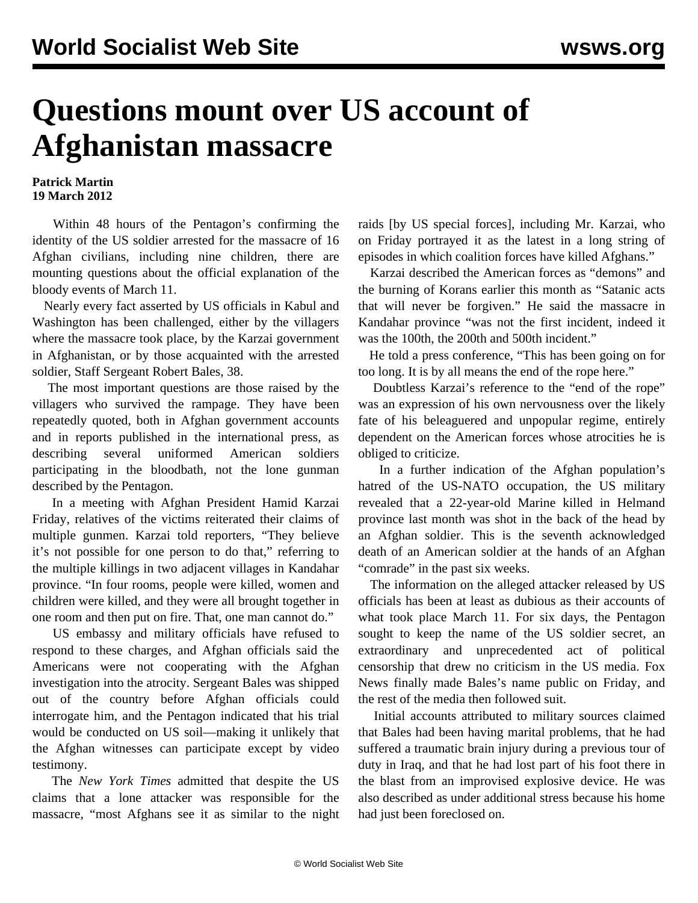# Questions mount over US account of Afghanistan massacre

**Patrick Martin**
**19 March 2012**

Within 48 hours of the Pentagon's confirming the identity of the US soldier arrested for the massacre of 16 Afghan civilians, including nine children, there are mounting questions about the official explanation of the bloody events of March 11.

Nearly every fact asserted by US officials in Kabul and Washington has been challenged, either by the villagers where the massacre took place, by the Karzai government in Afghanistan, or by those acquainted with the arrested soldier, Staff Sergeant Robert Bales, 38.

The most important questions are those raised by the villagers who survived the rampage. They have been repeatedly quoted, both in Afghan government accounts and in reports published in the international press, as describing several uniformed American soldiers participating in the bloodbath, not the lone gunman described by the Pentagon.

In a meeting with Afghan President Hamid Karzai Friday, relatives of the victims reiterated their claims of multiple gunmen. Karzai told reporters, "They believe it's not possible for one person to do that," referring to the multiple killings in two adjacent villages in Kandahar province. "In four rooms, people were killed, women and children were killed, and they were all brought together in one room and then put on fire. That, one man cannot do."

US embassy and military officials have refused to respond to these charges, and Afghan officials said the Americans were not cooperating with the Afghan investigation into the atrocity. Sergeant Bales was shipped out of the country before Afghan officials could interrogate him, and the Pentagon indicated that his trial would be conducted on US soil—making it unlikely that the Afghan witnesses can participate except by video testimony.

The *New York Times* admitted that despite the US claims that a lone attacker was responsible for the massacre, "most Afghans see it as similar to the night raids [by US special forces], including Mr. Karzai, who on Friday portrayed it as the latest in a long string of episodes in which coalition forces have killed Afghans."

Karzai described the American forces as "demons" and the burning of Korans earlier this month as "Satanic acts that will never be forgiven." He said the massacre in Kandahar province "was not the first incident, indeed it was the 100th, the 200th and 500th incident."

He told a press conference, "This has been going on for too long. It is by all means the end of the rope here."

Doubtless Karzai's reference to the "end of the rope" was an expression of his own nervousness over the likely fate of his beleaguered and unpopular regime, entirely dependent on the American forces whose atrocities he is obliged to criticize.

In a further indication of the Afghan population's hatred of the US-NATO occupation, the US military revealed that a 22-year-old Marine killed in Helmand province last month was shot in the back of the head by an Afghan soldier. This is the seventh acknowledged death of an American soldier at the hands of an Afghan "comrade" in the past six weeks.

The information on the alleged attacker released by US officials has been at least as dubious as their accounts of what took place March 11. For six days, the Pentagon sought to keep the name of the US soldier secret, an extraordinary and unprecedented act of political censorship that drew no criticism in the US media. Fox News finally made Bales's name public on Friday, and the rest of the media then followed suit.

Initial accounts attributed to military sources claimed that Bales had been having marital problems, that he had suffered a traumatic brain injury during a previous tour of duty in Iraq, and that he had lost part of his foot there in the blast from an improvised explosive device. He was also described as under additional stress because his home had just been foreclosed on.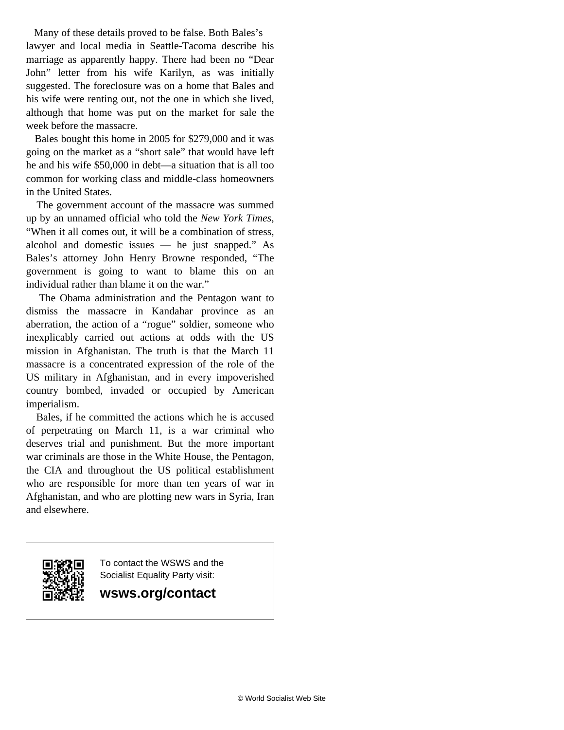Many of these details proved to be false. Both Bales's lawyer and local media in Seattle-Tacoma describe his marriage as apparently happy. There had been no "Dear John" letter from his wife Karilyn, as was initially suggested. The foreclosure was on a home that Bales and his wife were renting out, not the one in which she lived, although that home was put on the market for sale the week before the massacre.

Bales bought this home in 2005 for $279,000 and it was going on the market as a "short sale" that would have left he and his wife $50,000 in debt—a situation that is all too common for working class and middle-class homeowners in the United States.

The government account of the massacre was summed up by an unnamed official who told the *New York Times*, "When it all comes out, it will be a combination of stress, alcohol and domestic issues — he just snapped." As Bales's attorney John Henry Browne responded, "The government is going to want to blame this on an individual rather than blame it on the war."

The Obama administration and the Pentagon want to dismiss the massacre in Kandahar province as an aberration, the action of a "rogue" soldier, someone who inexplicably carried out actions at odds with the US mission in Afghanistan. The truth is that the March 11 massacre is a concentrated expression of the role of the US military in Afghanistan, and in every impoverished country bombed, invaded or occupied by American imperialism.

Bales, if he committed the actions which he is accused of perpetrating on March 11, is a war criminal who deserves trial and punishment. But the more important war criminals are those in the White House, the Pentagon, the CIA and throughout the US political establishment who are responsible for more than ten years of war in Afghanistan, and who are plotting new wars in Syria, Iran and elsewhere.

To contact the WSWS and the Socialist Equality Party visit:

**wsws.org/contact**